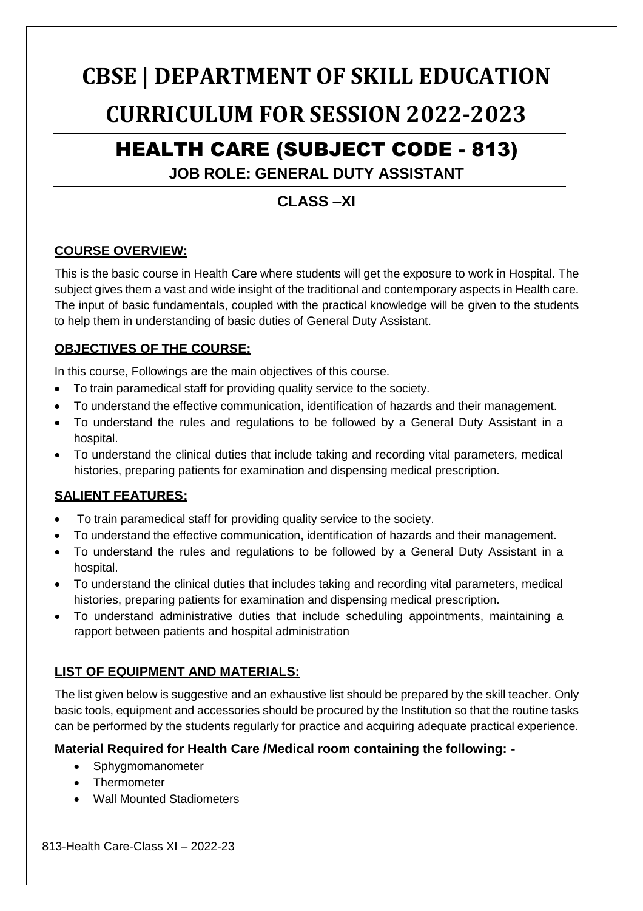# CBSE | DEPARTMENT OF SKILL EDUCATION

# CURRICULUM FOR SESSION 2022-2023

## HEALTH CARE (SUBJECT CODE - 813)

### JOB ROLE: GENERAL DUTY ASSISTANT

### CLASS –XI

**COURSE OVERVIEW:**

This is the basic course in Health Care where students will get the exposure to work in Hospital. The subject gives them a vast and wide insight of the traditional and contemporary aspects in Health care. The input of basic fundamentals, coupled with the practical knowledge will be given to the students to help them in understanding of basic duties of General Duty Assistant.

**OBJECTIVES OF THE COURSE:**

In this course, Followings are the main objectives of this course.

- To train paramedical staff for providing quality service to the society.
- To understand the effective communication, identification of hazards and their management.
- To understand the rules and regulations to be followed by a General Duty Assistant in a hospital.
- To understand the clinical duties that include taking and recording vital parameters, medical histories, preparing patients for examination and dispensing medical prescription.

**SALIENT FEATURES:**

- To train paramedical staff for providing quality service to the society.
- To understand the effective communication, identification of hazards and their management.
- To understand the rules and regulations to be followed by a General Duty Assistant in a hospital.
- To understand the clinical duties that includes taking and recording vital parameters, medical histories, preparing patients for examination and dispensing medical prescription.
- To understand administrative duties that include scheduling appointments, maintaining a rapport between patients and hospital administration

**LIST OF EQUIPMENT AND MATERIALS:**

The list given below is suggestive and an exhaustive list should be prepared by the skill teacher. Only basic tools, equipment and accessories should be procured by the Institution so that the routine tasks can be performed by the students regularly for practice and acquiring adequate practical experience.

**Material Required for Health Care /Medical room containing the following: -**

- Sphygmomanometer
- Thermometer
- Wall Mounted Stadiometers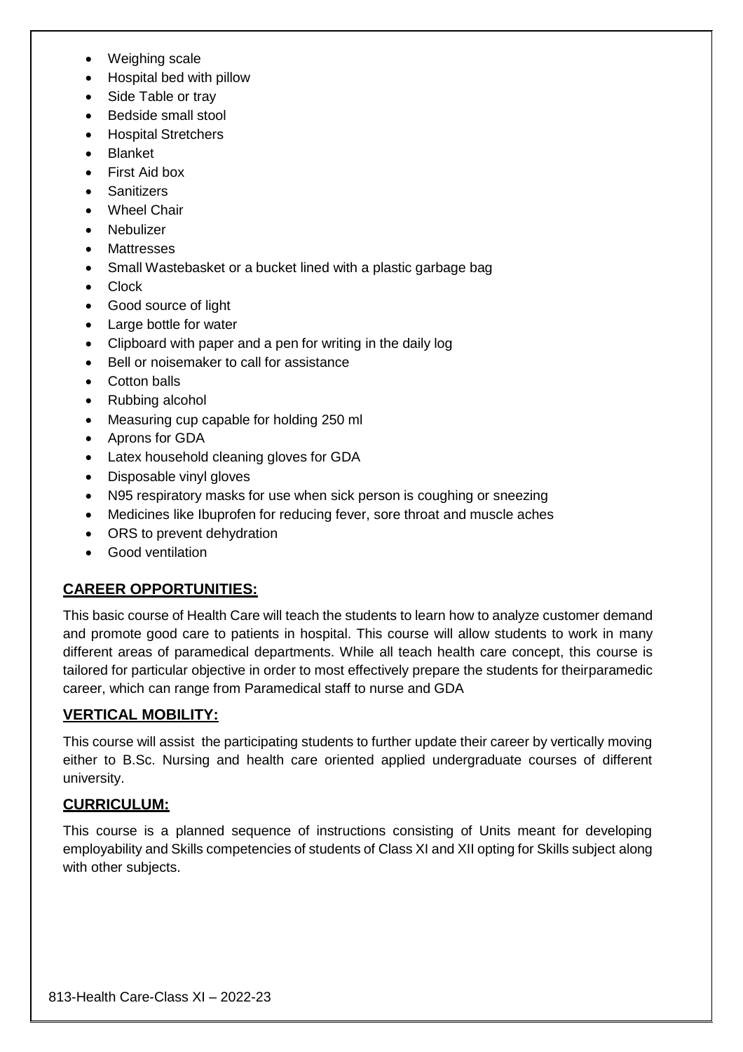- Weighing scale
- Hospital bed with pillow
- Side Table or tray
- Bedside small stool
- Hospital Stretchers
- Blanket
- First Aid box
- Sanitizers
- Wheel Chair
- Nebulizer
- Mattresses
- Small Wastebasket or a bucket lined with a plastic garbage bag
- Clock
- Good source of light
- Large bottle for water
- Clipboard with paper and a pen for writing in the daily log
- Bell or noisemaker to call for assistance
- Cotton balls
- Rubbing alcohol
- Measuring cup capable for holding 250 ml
- Aprons for GDA
- Latex household cleaning gloves for GDA
- Disposable vinyl gloves
- N95 respiratory masks for use when sick person is coughing or sneezing
- Medicines like Ibuprofen for reducing fever, sore throat and muscle aches
- ORS to prevent dehydration
- Good ventilation

## **CAREER OPPORTUNITIES:**

This basic course of Health Care will teach the students to learn how to analyze customer demand and promote good care to patients in hospital. This course will allow students to work in many different areas of paramedical departments. While all teach health care concept, this course is tailored for particular objective in order to most effectively prepare the students for theirparamedic career, which can range from Paramedical staff to nurse and GDA

## **VERTICAL MOBILITY:**

This course will assist the participating students to further update their career by vertically moving either to B.Sc. Nursing and health care oriented applied undergraduate courses of different university.

## **CURRICULUM:**

This course is a planned sequence of instructions consisting of Units meant for developing employability and Skills competencies of students of Class XI and XII opting for Skills subject along with other subjects.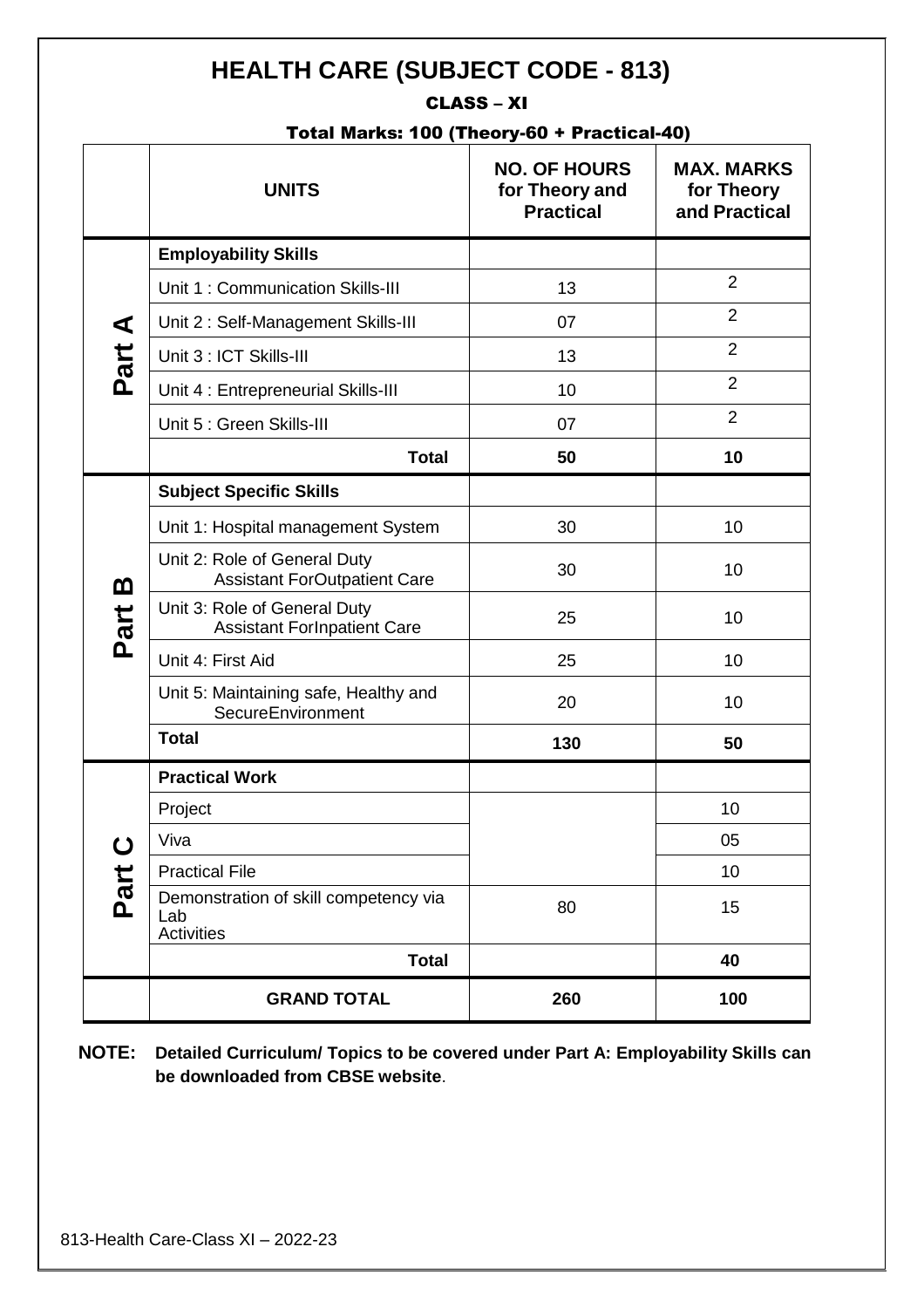# HEALTH CARE (SUBJECT CODE - 813)

## CLASS – XI

### Total Marks: 100 (Theory-60 + Practical-40)

| | UNITS | NO. OF HOURS for Theory and Practical | MAX. MARKS for Theory and Practical |
|---|---|---|---|
| Part A | **Employability Skills** | | |
| | Unit 1 : Communication Skills-III | 13 | 2 |
| | Unit 2 : Self-Management Skills-III | 07 | 2 |
| | Unit 3 : ICT Skills-III | 13 | 2 |
| | Unit 4 : Entrepreneurial Skills-III | 10 | 2 |
| | Unit 5 : Green Skills-III | 07 | 2 |
| | **Total** | **50** | **10** |
| Part B | **Subject Specific Skills** | | |
| | Unit 1: Hospital management System | 30 | 10 |
| | Unit 2: Role of General Duty Assistant ForOutpatient Care | 30 | 10 |
| | Unit 3: Role of General Duty Assistant ForInpatient Care | 25 | 10 |
| | Unit 4: First Aid | 25 | 10 |
| | Unit 5: Maintaining safe, Healthy and SecureEnvironment | 20 | 10 |
| | **Total** | **130** | **50** |
| Part C | **Practical Work** | | |
| | Project | 80 | 10 |
| | Viva | | 05 |
| | Practical File | | 10 |
| | Demonstration of skill competency via Lab Activities | | 15 |
| | **Total** | | **40** |
| | **GRAND TOTAL** | **260** | **100** |

**NOTE: Detailed Curriculum/ Topics to be covered under Part A: Employability Skills can be downloaded from CBSE website**.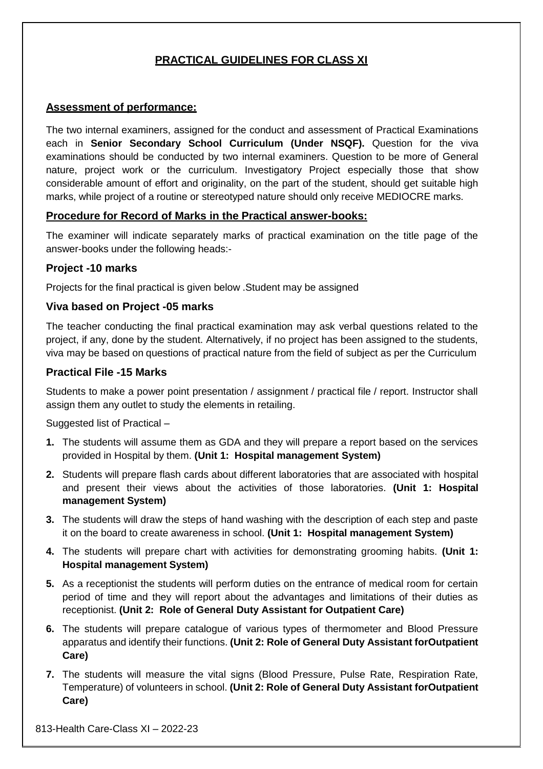## PRACTICAL GUIDELINES FOR CLASS XI

### Assessment of performance:

The two internal examiners, assigned for the conduct and assessment of Practical Examinations each in **Senior Secondary School Curriculum (Under NSQF).** Question for the viva examinations should be conducted by two internal examiners. Question to be more of General nature, project work or the curriculum. Investigatory Project especially those that show considerable amount of effort and originality, on the part of the student, should get suitable high marks, while project of a routine or stereotyped nature should only receive MEDIOCRE marks.

### Procedure for Record of Marks in the Practical answer-books:

The examiner will indicate separately marks of practical examination on the title page of the answer-books under the following heads:-

### Project -10 marks

Projects for the final practical is given below .Student may be assigned

### Viva based on Project -05 marks

The teacher conducting the final practical examination may ask verbal questions related to the project, if any, done by the student. Alternatively, if no project has been assigned to the students, viva may be based on questions of practical nature from the field of subject as per the Curriculum

### Practical File -15 Marks

Students to make a power point presentation / assignment / practical file / report. Instructor shall assign them any outlet to study the elements in retailing.

Suggested list of Practical –

1. The students will assume them as GDA and they will prepare a report based on the services provided in Hospital by them. **(Unit 1: Hospital management System)**
2. Students will prepare flash cards about different laboratories that are associated with hospital and present their views about the activities of those laboratories. **(Unit 1: Hospital management System)**
3. The students will draw the steps of hand washing with the description of each step and paste it on the board to create awareness in school. **(Unit 1: Hospital management System)**
4. The students will prepare chart with activities for demonstrating grooming habits. **(Unit 1: Hospital management System)**
5. As a receptionist the students will perform duties on the entrance of medical room for certain period of time and they will report about the advantages and limitations of their duties as receptionist. **(Unit 2: Role of General Duty Assistant for Outpatient Care)**
6. The students will prepare catalogue of various types of thermometer and Blood Pressure apparatus and identify their functions. **(Unit 2: Role of General Duty Assistant forOutpatient Care)**
7. The students will measure the vital signs (Blood Pressure, Pulse Rate, Respiration Rate, Temperature) of volunteers in school. **(Unit 2: Role of General Duty Assistant forOutpatient Care)**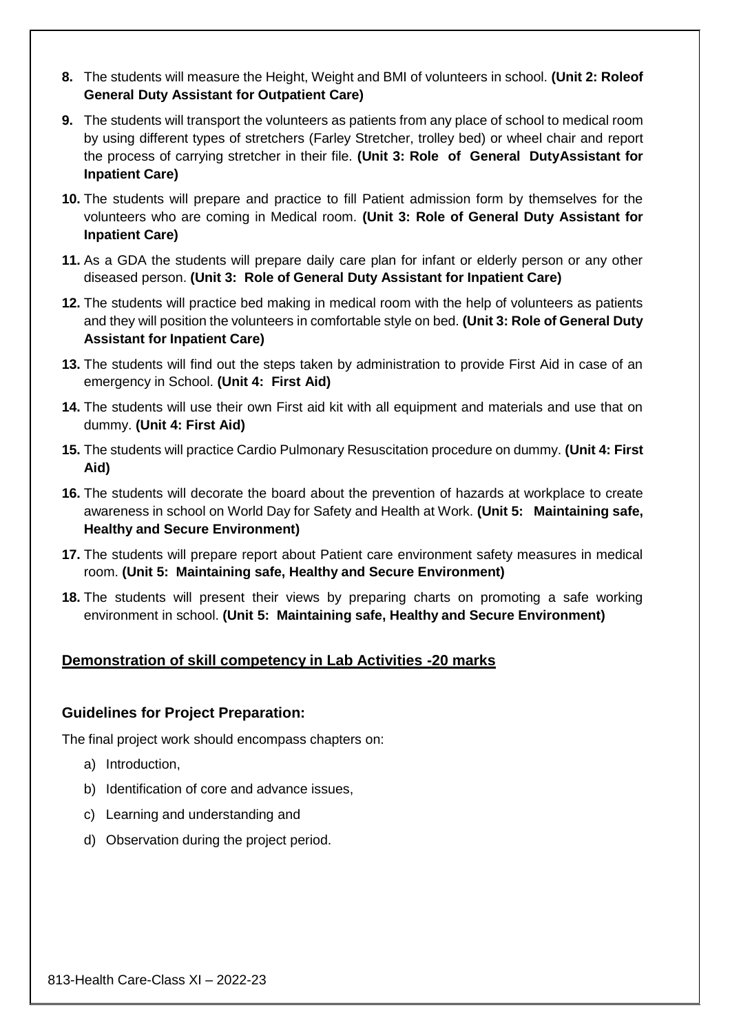8. The students will measure the Height, Weight and BMI of volunteers in school. **(Unit 2: Roleof General Duty Assistant for Outpatient Care)**

9. The students will transport the volunteers as patients from any place of school to medical room by using different types of stretchers (Farley Stretcher, trolley bed) or wheel chair and report the process of carrying stretcher in their file. **(Unit 3: Role of General DutyAssistant for Inpatient Care)**

10. The students will prepare and practice to fill Patient admission form by themselves for the volunteers who are coming in Medical room. **(Unit 3: Role of General Duty Assistant for Inpatient Care)**

11. As a GDA the students will prepare daily care plan for infant or elderly person or any other diseased person. **(Unit 3: Role of General Duty Assistant for Inpatient Care)**

12. The students will practice bed making in medical room with the help of volunteers as patients and they will position the volunteers in comfortable style on bed. **(Unit 3: Role of General Duty Assistant for Inpatient Care)**

13. The students will find out the steps taken by administration to provide First Aid in case of an emergency in School. **(Unit 4: First Aid)**

14. The students will use their own First aid kit with all equipment and materials and use that on dummy. **(Unit 4: First Aid)**

15. The students will practice Cardio Pulmonary Resuscitation procedure on dummy. **(Unit 4: First Aid)**

16. The students will decorate the board about the prevention of hazards at workplace to create awareness in school on World Day for Safety and Health at Work. **(Unit 5: Maintaining safe, Healthy and Secure Environment)**

17. The students will prepare report about Patient care environment safety measures in medical room. **(Unit 5: Maintaining safe, Healthy and Secure Environment)**

18. The students will present their views by preparing charts on promoting a safe working environment in school. **(Unit 5: Maintaining safe, Healthy and Secure Environment)**

**<u>Demonstration of skill competency in Lab Activities -20 marks</u>**

### Guidelines for Project Preparation:

The final project work should encompass chapters on:

a) Introduction,
b) Identification of core and advance issues,
c) Learning and understanding and
d) Observation during the project period.